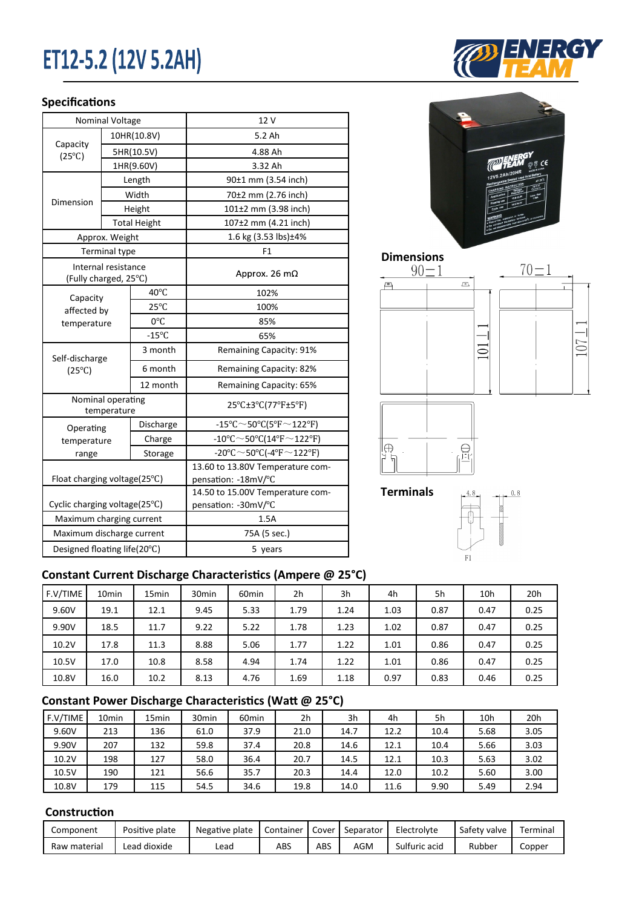# ET12-5.2 (12V 5.2AH)

## Specifications

| | | |
|---|---|---|
| Nominal Voltage | | 12 V |
| Capacity (25℃) | 10HR(10.8V) | 5.2 Ah |
| | 5HR(10.5V) | 4.88 Ah |
| | 1HR(9.60V) | 3.32 Ah |
| Dimension | Length | 90±1 mm (3.54 inch) |
| | Width | 70±2 mm (2.76 inch) |
| | Height | 101±2 mm (3.98 inch) |
| | Total Height | 107±2 mm (4.21 inch) |
| Approx. Weight | | 1.6 kg (3.53 lbs)±4% |
| Terminal type | | F1 |
| Internal resistance (Fully charged, 25℃) | | Approx. 26 mΩ |
| Capacity affected by temperature | 40℃ | 102% |
| | 25℃ | 100% |
| | 0℃ | 85% |
| | -15℃ | 65% |
| Self-discharge (25℃) | 3 month | Remaining Capacity: 91% |
| | 6 month | Remaining Capacity: 82% |
| | 12 month | Remaining Capacity: 65% |
| Nominal operating temperature | | 25℃±3℃(77℉±5℉) |
| Operating temperature range | Discharge | -15℃～50℃(5℉～122℉) |
| | Charge | -10℃～50℃(14℉～122℉) |
| | Storage | -20℃～50℃(-4℉～122℉) |
| Float charging voltage(25℃) | | 13.60 to 13.80V Temperature compensation: -18mV/℃ |
| Cyclic charging voltage(25℃) | | 14.50 to 15.00V Temperature compensation: -30mV/℃ |
| Maximum charging current | | 1.5A |
| Maximum discharge current | | 75A (5 sec.) |
| Designed floating life(20℃) | | 5 years |

**Dimensions**

90±1, 70±1, 101±1, 107±1

**Terminals**

4.8, 0.8, F1

## Constant Current Discharge Characteristics (Ampere @ 25°C)

| F.V/TIME | 10min | 15min | 30min | 60min | 2h | 3h | 4h | 5h | 10h | 20h |
|---|---|---|---|---|---|---|---|---|---|---|
| 9.60V | 19.1 | 12.1 | 9.45 | 5.33 | 1.79 | 1.24 | 1.03 | 0.87 | 0.47 | 0.25 |
| 9.90V | 18.5 | 11.7 | 9.22 | 5.22 | 1.78 | 1.23 | 1.02 | 0.87 | 0.47 | 0.25 |
| 10.2V | 17.8 | 11.3 | 8.88 | 5.06 | 1.77 | 1.22 | 1.01 | 0.86 | 0.47 | 0.25 |
| 10.5V | 17.0 | 10.8 | 8.58 | 4.94 | 1.74 | 1.22 | 1.01 | 0.86 | 0.47 | 0.25 |
| 10.8V | 16.0 | 10.2 | 8.13 | 4.76 | 1.69 | 1.18 | 0.97 | 0.83 | 0.46 | 0.25 |

## Constant Power Discharge Characteristics (Watt @ 25°C)

| F.V/TIME | 10min | 15min | 30min | 60min | 2h | 3h | 4h | 5h | 10h | 20h |
|---|---|---|---|---|---|---|---|---|---|---|
| 9.60V | 213 | 136 | 61.0 | 37.9 | 21.0 | 14.7 | 12.2 | 10.4 | 5.68 | 3.05 |
| 9.90V | 207 | 132 | 59.8 | 37.4 | 20.8 | 14.6 | 12.1 | 10.4 | 5.66 | 3.03 |
| 10.2V | 198 | 127 | 58.0 | 36.4 | 20.7 | 14.5 | 12.1 | 10.3 | 5.63 | 3.02 |
| 10.5V | 190 | 121 | 56.6 | 35.7 | 20.3 | 14.4 | 12.0 | 10.2 | 5.60 | 3.00 |
| 10.8V | 179 | 115 | 54.5 | 34.6 | 19.8 | 14.0 | 11.6 | 9.90 | 5.49 | 2.94 |

## Construction

| Component | Positive plate | Negative plate | Container | Cover | Separator | Electrolyte | Safety valve | Terminal |
|---|---|---|---|---|---|---|---|---|
| Raw material | Lead dioxide | Lead | ABS | ABS | AGM | Sulfuric acid | Rubber | Copper |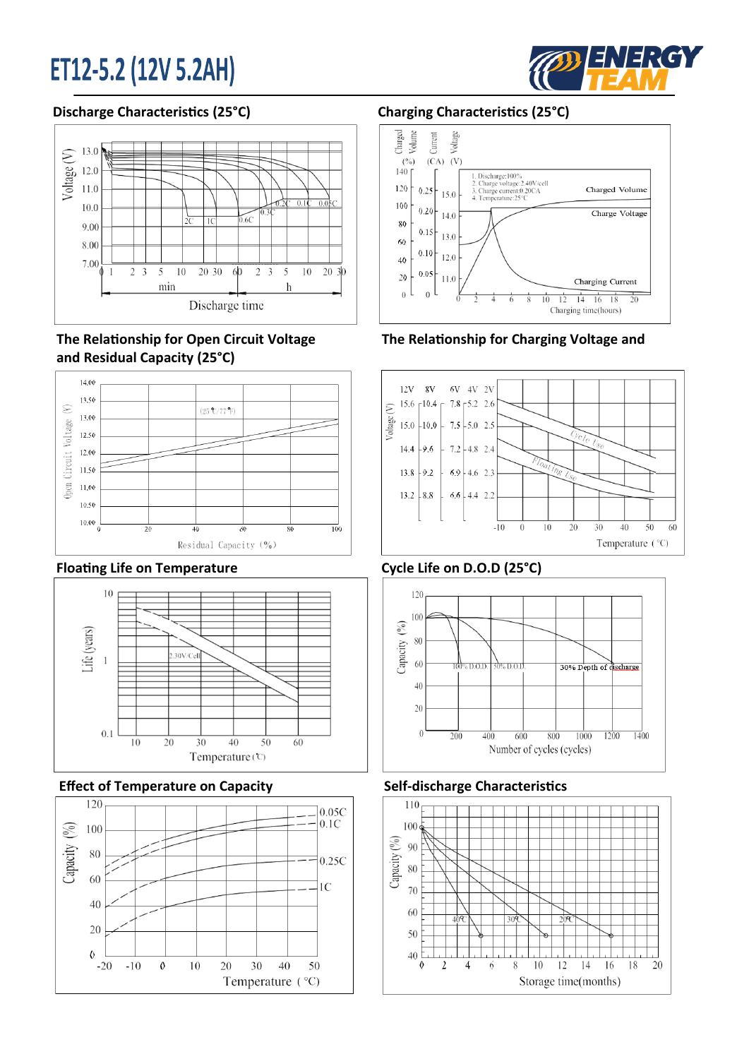# ET12-5.2 (12V 5.2AH)

ENERGY TEAM

## Discharge Characteristics (25°C)

Voltage (V)

13.0
12.0
11.0
10.0
9.00
8.00
7.00

2C 1C 0.6C 0.3C 0.2C 0.1C 0.05C

0 1 2 3 5 10 20 30 60 2 3 5 10 20 30

min h

Discharge time

## Charging Characteristics (25°C)

Charged Volume (%) Current (CA) Voltage (V)

1. Discharge:100%
2. Charge voltage:2.40V/cell
3. Charge current:0.20CA
4. Temperature:25°C

Charged Volume

Charge Voltage

Charging Current

140 120 100 80 60 40 20 0

0.25 0.20 0.15 0.10 0.05 0

15.0 14.0 13.0 12.0 11.0

0 2 4 6 8 10 12 14 16 18 20

Charging time(hours)

## The Relationship for Open Circuit Voltage and Residual Capacity (25°C)

Open Circuit Voltage (V)

14.00 13.50 13.00 12.50 12.00 11.50 11.00 10.50 10.00

(25°C/77°F)

0 20 40 60 80 100

Residual Capacity (%)

## The Relationship for Charging Voltage and

Voltage (V)

12V 8V 6V 4V 2V

15.6 10.4 7.8 5.2 2.6
15.0 10.0 7.5 5.0 2.5
14.4 9.6 7.2 4.8 2.4
13.8 9.2 6.9 4.6 2.3
13.2 8.8 6.6 4.4 2.2

Cycle Use

Floating Use

-10 0 10 20 30 40 50 60

Temperature (°C)

## Floating Life on Temperature

Life (years)

10
1
0.1

2.30V/Cell

10 20 30 40 50 60

Temperature (°C)

## Cycle Life on D.O.D (25°C)

Capacity (%)

120 100 80 60 40 20 0

100% D.O.D 50% D.O.D 30% Depth of discharge

200 400 600 800 1000 1200 1400

Number of cycles (cycles)

## Effect of Temperature on Capacity

Capacity (%)

120 100 80 60 40 20 0

0.05C
0.1C
0.25C
1C

-20 -10 0 10 20 30 40 50

Temperature (°C)

## Self-discharge Characteristics

Capacity (%)

110 100 90 80 70 60 50 40

40°C 30°C 20°C

0 2 4 6 8 10 12 14 16 18 20

Storage time(months)